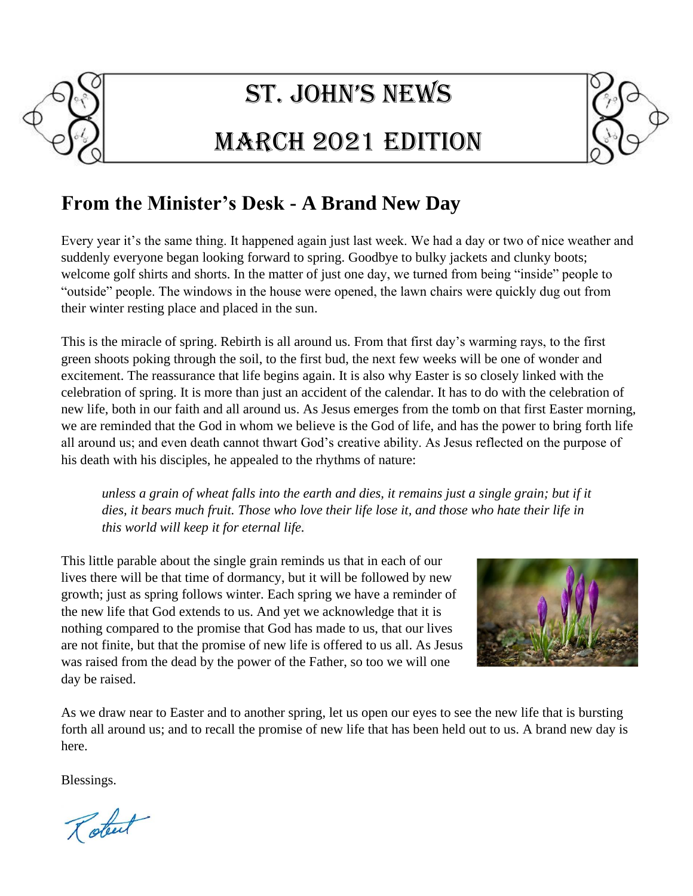# St. John's News

# March 2021 Edition

## From the Minister's Desk - A Brand New Day

Every year it's the same thing. It happened again just last week. We had a day or two of nice weather and suddenly everyone began looking forward to spring. Goodbye to bulky jackets and clunky boots; welcome golf shirts and shorts. In the matter of just one day, we turned from being "inside" people to "outside" people. The windows in the house were opened, the lawn chairs were quickly dug out from their winter resting place and placed in the sun.

This is the miracle of spring. Rebirth is all around us. From that first day's warming rays, to the first green shoots poking through the soil, to the first bud, the next few weeks will be one of wonder and excitement. The reassurance that life begins again. It is also why Easter is so closely linked with the celebration of spring. It is more than just an accident of the calendar. It has to do with the celebration of new life, both in our faith and all around us. As Jesus emerges from the tomb on that first Easter morning, we are reminded that the God in whom we believe is the God of life, and has the power to bring forth life all around us; and even death cannot thwart God's creative ability. As Jesus reflected on the purpose of his death with his disciples, he appealed to the rhythms of nature:

> *unless a grain of wheat falls into the earth and dies, it remains just a single grain; but if it dies, it bears much fruit. Those who love their life lose it, and those who hate their life in this world will keep it for eternal life.*

This little parable about the single grain reminds us that in each of our lives there will be that time of dormancy, but it will be followed by new growth; just as spring follows winter. Each spring we have a reminder of the new life that God extends to us. And yet we acknowledge that it is nothing compared to the promise that God has made to us, that our lives are not finite, but that the promise of new life is offered to us all. As Jesus was raised from the dead by the power of the Father, so too we will one day be raised.

As we draw near to Easter and to another spring, let us open our eyes to see the new life that is bursting forth all around us; and to recall the promise of new life that has been held out to us. A brand new day is here.

Blessings.

Robert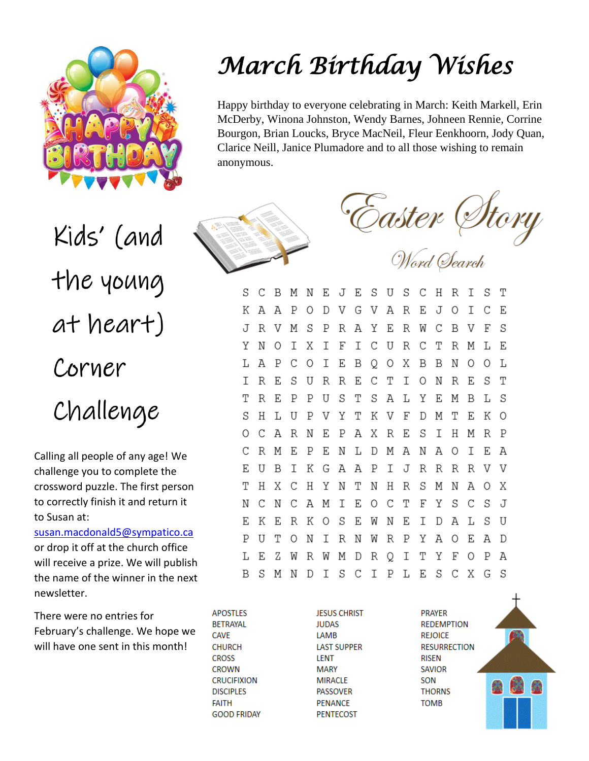# March Birthday Wishes

Happy birthday to everyone celebrating in March: Keith Markell, Erin McDerby, Winona Johnston, Wendy Barnes, Johneen Rennie, Corrine Bourgon, Brian Loucks, Bryce MacNeil, Fleur Eenkhoorn, Jody Quan, Clarice Neill, Janice Plumadore and to all those wishing to remain anonymous.

# Kids' (and the young at heart) Corner Challenge

Calling all people of any age! We challenge you to complete the crossword puzzle. The first person to correctly finish it and return it to Susan at: [susan.macdonald5@sympatico.ca](mailto:susan.macdonald5@sympatico.ca) or drop it off at the church office will receive a prize. We will publish the name of the winner in the next newsletter.

There were no entries for February's challenge. We hope we will have one sent in this month!

# Easter Story

## Word Search

```
S C B M N E J E S U S C H R I S T
K A A P O D V G V A R E J O I C E
J R V M S P R A Y E R W C B V F S
Y N O I X I F I C U R C T R M L E
L A P C O I E B Q O X B B N O O L
I R E S U R R E C T I O N R E S T
T R E P P U S T S A L Y E M B L S
S H L U P V Y T K V F D M T E K O
O C A R N E P A X R E S I H M R P
C R M E P E N L D M A N A O I E A
E U B I K G A A P I J R R R R V V
T H X C H Y N T N H R S M N A O X
N C N C A M I E O C T F Y S C S J
E K E R K O S E W N E I D A L S U
P U T O N I R N W R P Y A O E A D
L E Z W R W M D R Q I T Y F O P A
B S M N D I S C I P L E S C X G S
```

| | | |
|---|---|---|
| APOSTLES | JESUS CHRIST | PRAYER |
| BETRAYAL | JUDAS | REDEMPTION |
| CAVE | LAMB | REJOICE |
| CHURCH | LAST SUPPER | RESURRECTION |
| CROSS | LENT | RISEN |
| CROWN | MARY | SAVIOR |
| CRUCIFIXION | MIRACLE | SON |
| DISCIPLES | PASSOVER | THORNS |
| FAITH | PENANCE | TOMB |
| GOOD FRIDAY | PENTECOST | |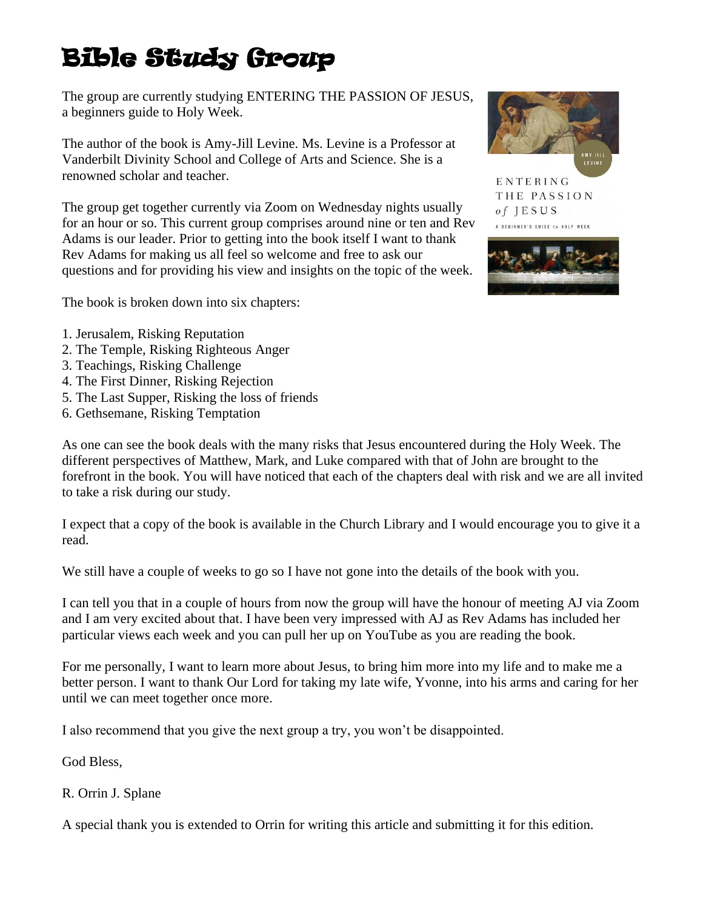# Bible Study Group

The group are currently studying ENTERING THE PASSION OF JESUS, a beginners guide to Holy Week.

The author of the book is Amy-Jill Levine. Ms. Levine is a Professor at Vanderbilt Divinity School and College of Arts and Science. She is a renowned scholar and teacher.

The group get together currently via Zoom on Wednesday nights usually for an hour or so. This current group comprises around nine or ten and Rev Adams is our leader. Prior to getting into the book itself I want to thank Rev Adams for making us all feel so welcome and free to ask our questions and for providing his view and insights on the topic of the week.

The book is broken down into six chapters:

1. Jerusalem, Risking Reputation
2. The Temple, Risking Righteous Anger
3. Teachings, Risking Challenge
4. The First Dinner, Risking Rejection
5. The Last Supper, Risking the loss of friends
6. Gethsemane, Risking Temptation

As one can see the book deals with the many risks that Jesus encountered during the Holy Week. The different perspectives of Matthew, Mark, and Luke compared with that of John are brought to the forefront in the book. You will have noticed that each of the chapters deal with risk and we are all invited to take a risk during our study.

I expect that a copy of the book is available in the Church Library and I would encourage you to give it a read.

We still have a couple of weeks to go so I have not gone into the details of the book with you.

I can tell you that in a couple of hours from now the group will have the honour of meeting AJ via Zoom and I am very excited about that. I have been very impressed with AJ as Rev Adams has included her particular views each week and you can pull her up on YouTube as you are reading the book.

For me personally, I want to learn more about Jesus, to bring him more into my life and to make me a better person. I want to thank Our Lord for taking my late wife, Yvonne, into his arms and caring for her until we can meet together once more.

I also recommend that you give the next group a try, you won't be disappointed.

God Bless,

R. Orrin J. Splane

A special thank you is extended to Orrin for writing this article and submitting it for this edition.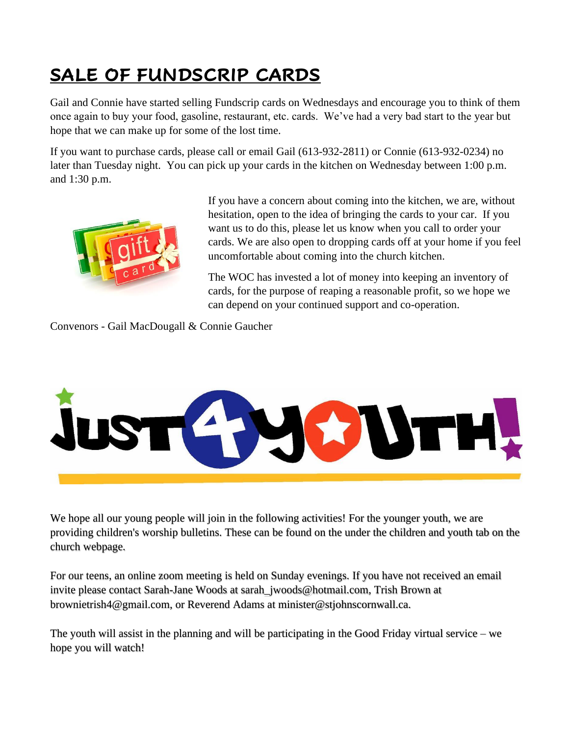# SALE OF FUNDSCRIP CARDS

Gail and Connie have started selling Fundscrip cards on Wednesdays and encourage you to think of them once again to buy your food, gasoline, restaurant, etc. cards. We've had a very bad start to the year but hope that we can make up for some of the lost time.

If you want to purchase cards, please call or email Gail (613-932-2811) or Connie (613-932-0234) no later than Tuesday night. You can pick up your cards in the kitchen on Wednesday between 1:00 p.m. and 1:30 p.m.

If you have a concern about coming into the kitchen, we are, without hesitation, open to the idea of bringing the cards to your car. If you want us to do this, please let us know when you call to order your cards. We are also open to dropping cards off at your home if you feel uncomfortable about coming into the church kitchen.

The WOC has invested a lot of money into keeping an inventory of cards, for the purpose of reaping a reasonable profit, so we hope we can depend on your continued support and co-operation.

Convenors - Gail MacDougall & Connie Gaucher

# JUST 4 YOUTH!

We hope all our young people will join in the following activities! For the younger youth, we are providing children's worship bulletins. These can be found on the under the children and youth tab on the church webpage.

For our teens, an online zoom meeting is held on Sunday evenings. If you have not received an email invite please contact Sarah-Jane Woods at sarah_jwoods@hotmail.com, Trish Brown at brownietrish4@gmail.com, or Reverend Adams at minister@stjohnscornwall.ca.

The youth will assist in the planning and will be participating in the Good Friday virtual service – we hope you will watch!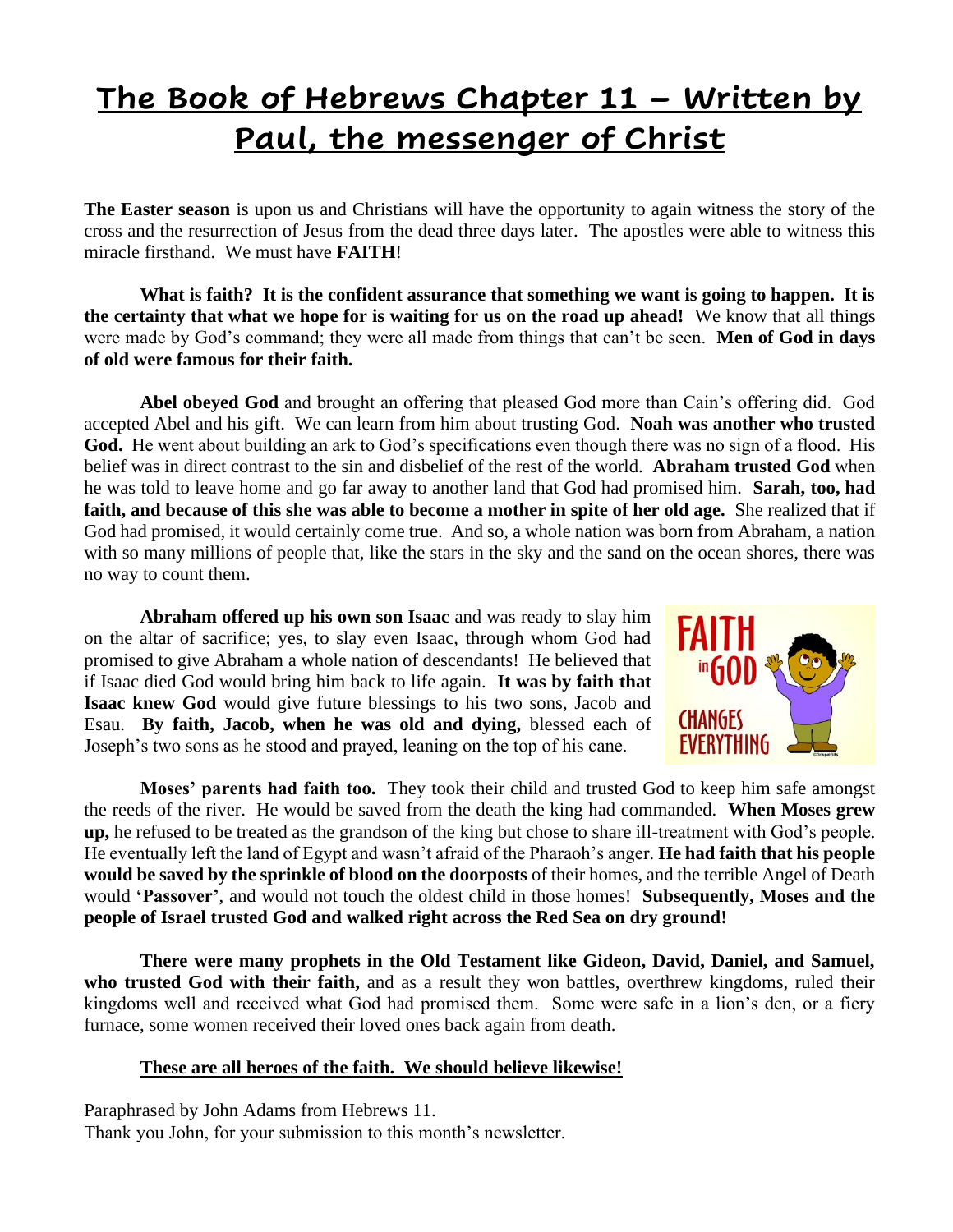# The Book of Hebrews Chapter 11 – Written by Paul, the messenger of Christ

**The Easter season** is upon us and Christians will have the opportunity to again witness the story of the cross and the resurrection of Jesus from the dead three days later. The apostles were able to witness this miracle firsthand. We must have **FAITH**!

**What is faith? It is the confident assurance that something we want is going to happen. It is the certainty that what we hope for is waiting for us on the road up ahead!** We know that all things were made by God's command; they were all made from things that can't be seen. **Men of God in days of old were famous for their faith.**

**Abel obeyed God** and brought an offering that pleased God more than Cain's offering did. God accepted Abel and his gift. We can learn from him about trusting God. **Noah was another who trusted God.** He went about building an ark to God's specifications even though there was no sign of a flood. His belief was in direct contrast to the sin and disbelief of the rest of the world. **Abraham trusted God** when he was told to leave home and go far away to another land that God had promised him. **Sarah, too, had faith, and because of this she was able to become a mother in spite of her old age.** She realized that if God had promised, it would certainly come true. And so, a whole nation was born from Abraham, a nation with so many millions of people that, like the stars in the sky and the sand on the ocean shores, there was no way to count them.

**Abraham offered up his own son Isaac** and was ready to slay him on the altar of sacrifice; yes, to slay even Isaac, through whom God had promised to give Abraham a whole nation of descendants! He believed that if Isaac died God would bring him back to life again. **It was by faith that Isaac knew God** would give future blessings to his two sons, Jacob and Esau. **By faith, Jacob, when he was old and dying,** blessed each of Joseph's two sons as he stood and prayed, leaning on the top of his cane.

**Moses' parents had faith too.** They took their child and trusted God to keep him safe amongst the reeds of the river. He would be saved from the death the king had commanded. **When Moses grew up,** he refused to be treated as the grandson of the king but chose to share ill-treatment with God's people. He eventually left the land of Egypt and wasn't afraid of the Pharaoh's anger. **He had faith that his people would be saved by the sprinkle of blood on the doorposts** of their homes, and the terrible Angel of Death would **'Passover'**, and would not touch the oldest child in those homes! **Subsequently, Moses and the people of Israel trusted God and walked right across the Red Sea on dry ground!**

**There were many prophets in the Old Testament like Gideon, David, Daniel, and Samuel, who trusted God with their faith,** and as a result they won battles, overthrew kingdoms, ruled their kingdoms well and received what God had promised them. Some were safe in a lion's den, or a fiery furnace, some women received their loved ones back again from death.

**<u>These are all heroes of the faith. We should believe likewise!</u>**

Paraphrased by John Adams from Hebrews 11.
Thank you John, for your submission to this month's newsletter.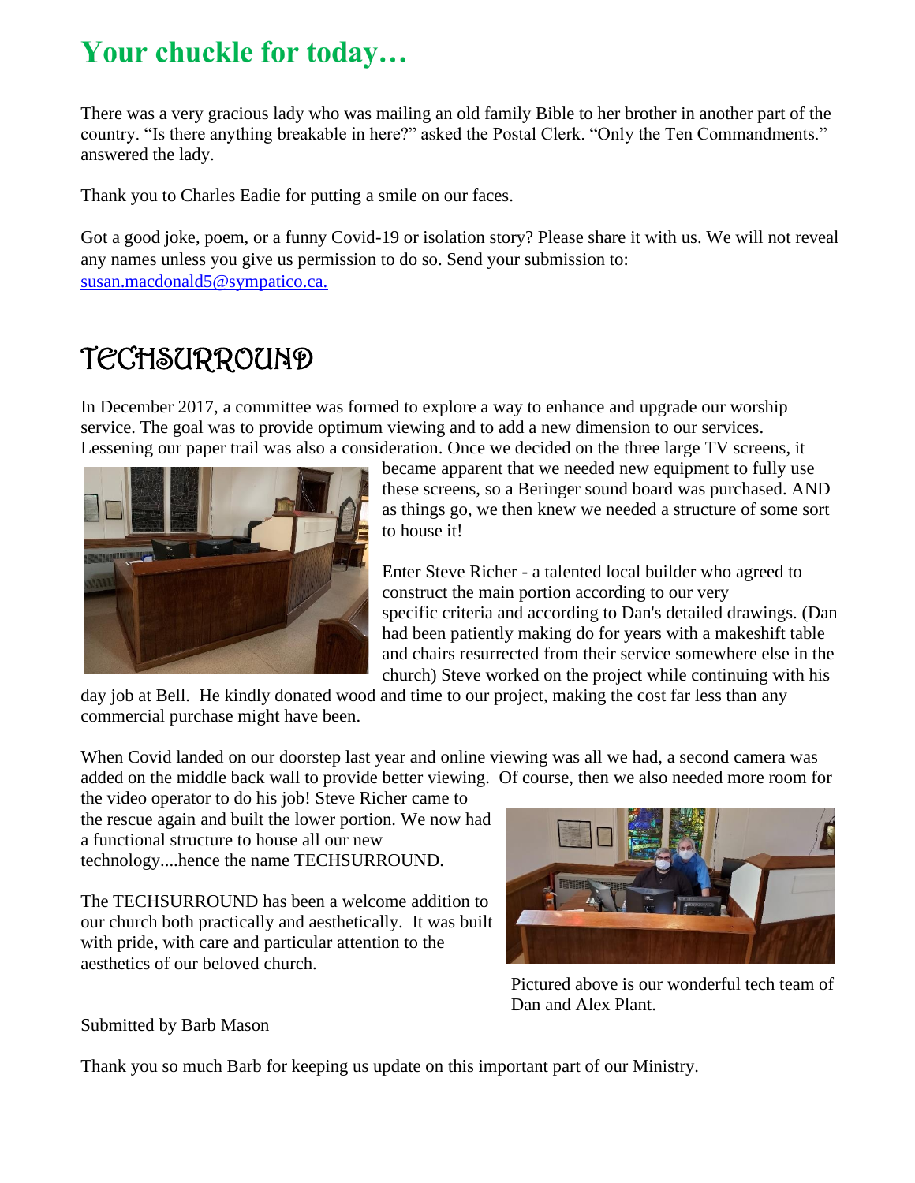# Your chuckle for today…

There was a very gracious lady who was mailing an old family Bible to her brother in another part of the country. "Is there anything breakable in here?" asked the Postal Clerk. "Only the Ten Commandments." answered the lady.

Thank you to Charles Eadie for putting a smile on our faces.

Got a good joke, poem, or a funny Covid-19 or isolation story? Please share it with us. We will not reveal any names unless you give us permission to do so. Send your submission to: susan.macdonald5@sympatico.ca.

# TECHSURROUND

In December 2017, a committee was formed to explore a way to enhance and upgrade our worship service. The goal was to provide optimum viewing and to add a new dimension to our services. Lessening our paper trail was also a consideration. Once we decided on the three large TV screens, it became apparent that we needed new equipment to fully use these screens, so a Beringer sound board was purchased. AND as things go, we then knew we needed a structure of some sort to house it!

Enter Steve Richer - a talented local builder who agreed to construct the main portion according to our very specific criteria and according to Dan's detailed drawings. (Dan had been patiently making do for years with a makeshift table and chairs resurrected from their service somewhere else in the church) Steve worked on the project while continuing with his day job at Bell. He kindly donated wood and time to our project, making the cost far less than any commercial purchase might have been.

When Covid landed on our doorstep last year and online viewing was all we had, a second camera was added on the middle back wall to provide better viewing. Of course, then we also needed more room for the video operator to do his job! Steve Richer came to the rescue again and built the lower portion. We now had a functional structure to house all our new technology....hence the name TECHSURROUND.

The TECHSURROUND has been a welcome addition to our church both practically and aesthetically. It was built with pride, with care and particular attention to the aesthetics of our beloved church.

Pictured above is our wonderful tech team of Dan and Alex Plant.

Submitted by Barb Mason

Thank you so much Barb for keeping us update on this important part of our Ministry.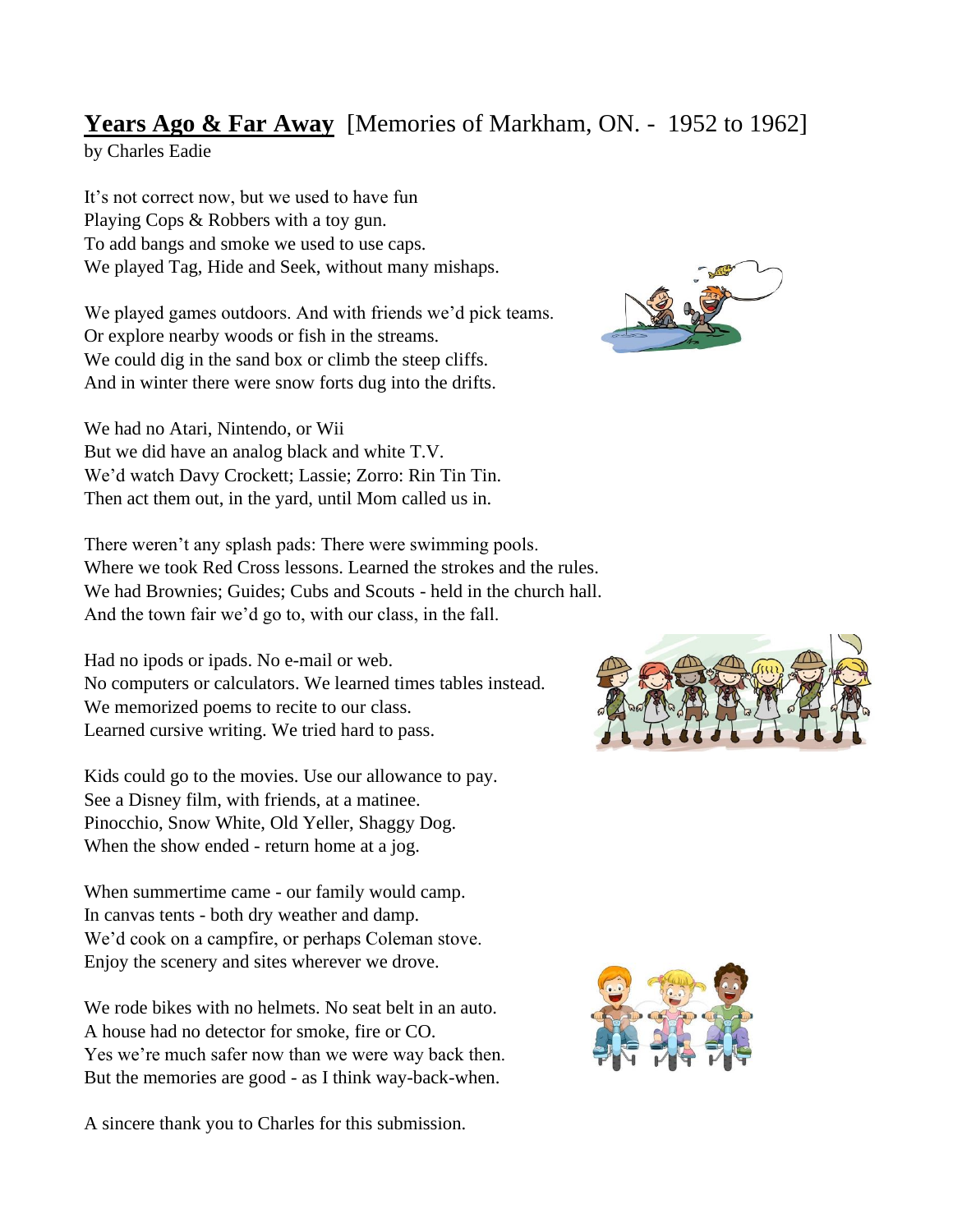**<u>Years Ago & Far Away</u>** [Memories of Markham, ON. - 1952 to 1962]
by Charles Eadie

It's not correct now, but we used to have fun
Playing Cops & Robbers with a toy gun.
To add bangs and smoke we used to use caps.
We played Tag, Hide and Seek, without many mishaps.

We played games outdoors. And with friends we'd pick teams.
Or explore nearby woods or fish in the streams.
We could dig in the sand box or climb the steep cliffs.
And in winter there were snow forts dug into the drifts.

We had no Atari, Nintendo, or Wii
But we did have an analog black and white T.V.
We'd watch Davy Crockett; Lassie; Zorro: Rin Tin Tin.
Then act them out, in the yard, until Mom called us in.

There weren't any splash pads: There were swimming pools.
Where we took Red Cross lessons. Learned the strokes and the rules.
We had Brownies; Guides; Cubs and Scouts - held in the church hall.
And the town fair we'd go to, with our class, in the fall.

Had no ipods or ipads. No e-mail or web.
No computers or calculators. We learned times tables instead.
We memorized poems to recite to our class.
Learned cursive writing. We tried hard to pass.

Kids could go to the movies. Use our allowance to pay.
See a Disney film, with friends, at a matinee.
Pinocchio, Snow White, Old Yeller, Shaggy Dog.
When the show ended - return home at a jog.

When summertime came - our family would camp.
In canvas tents - both dry weather and damp.
We'd cook on a campfire, or perhaps Coleman stove.
Enjoy the scenery and sites wherever we drove.

We rode bikes with no helmets. No seat belt in an auto.
A house had no detector for smoke, fire or CO.
Yes we're much safer now than we were way back then.
But the memories are good - as I think way-back-when.

A sincere thank you to Charles for this submission.